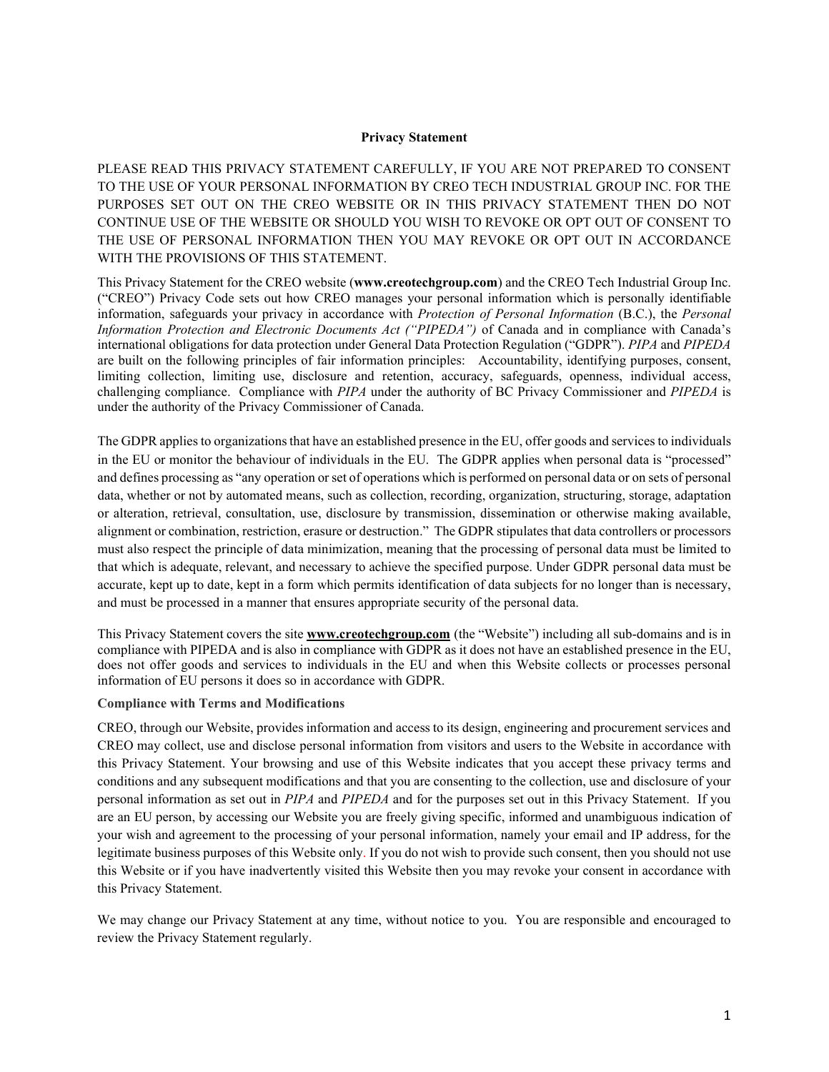# Privacy Statement

PLEASE READ THIS PRIVACY STATEMENT CAREFULLY, IF YOU ARE NOT PREPARED TO CONSENT TO THE USE OF YOUR PERSONAL INFORMATION BY CREO TECH INDUSTRIAL GROUP INC. FOR THE PURPOSES SET OUT ON THE CREO WEBSITE OR IN THIS PRIVACY STATEMENT THEN DO NOT CONTINUE USE OF THE WEBSITE OR SHOULD YOU WISH TO REVOKE OR OPT OUT OF CONSENT TO THE USE OF PERSONAL INFORMATION THEN YOU MAY REVOKE OR OPT OUT IN ACCORDANCE WITH THE PROVISIONS OF THIS STATEMENT.

This Privacy Statement for the CREO website (**www.creotechgroup.com**) and the CREO Tech Industrial Group Inc. ("CREO") Privacy Code sets out how CREO manages your personal information which is personally identifiable information, safeguards your privacy in accordance with *Protection of Personal Information* (B.C.), the *Personal Information Protection and Electronic Documents Act ("PIPEDA")* of Canada and in compliance with Canada's international obligations for data protection under General Data Protection Regulation ("GDPR"). *PIPA* and *PIPEDA* are built on the following principles of fair information principles: Accountability, identifying purposes, consent, limiting collection, limiting use, disclosure and retention, accuracy, safeguards, openness, individual access, challenging compliance. Compliance with *PIPA* under the authority of BC Privacy Commissioner and *PIPEDA* is under the authority of the Privacy Commissioner of Canada.

The GDPR applies to organizations that have an established presence in the EU, offer goods and services to individuals in the EU or monitor the behaviour of individuals in the EU. The GDPR applies when personal data is "processed" and defines processing as "any operation or set of operations which is performed on personal data or on sets of personal data, whether or not by automated means, such as collection, recording, organization, structuring, storage, adaptation or alteration, retrieval, consultation, use, disclosure by transmission, dissemination or otherwise making available, alignment or combination, restriction, erasure or destruction." The GDPR stipulates that data controllers or processors must also respect the principle of data minimization, meaning that the processing of personal data must be limited to that which is adequate, relevant, and necessary to achieve the specified purpose. Under GDPR personal data must be accurate, kept up to date, kept in a form which permits identification of data subjects for no longer than is necessary, and must be processed in a manner that ensures appropriate security of the personal data.

This Privacy Statement covers the site **www.creotechgroup.com** (the "Website") including all sub-domains and is in compliance with PIPEDA and is also in compliance with GDPR as it does not have an established presence in the EU, does not offer goods and services to individuals in the EU and when this Website collects or processes personal information of EU persons it does so in accordance with GDPR.

## Compliance with Terms and Modifications

CREO, through our Website, provides information and access to its design, engineering and procurement services and CREO may collect, use and disclose personal information from visitors and users to the Website in accordance with this Privacy Statement. Your browsing and use of this Website indicates that you accept these privacy terms and conditions and any subsequent modifications and that you are consenting to the collection, use and disclosure of your personal information as set out in *PIPA* and *PIPEDA* and for the purposes set out in this Privacy Statement. If you are an EU person, by accessing our Website you are freely giving specific, informed and unambiguous indication of your wish and agreement to the processing of your personal information, namely your email and IP address, for the legitimate business purposes of this Website only. If you do not wish to provide such consent, then you should not use this Website or if you have inadvertently visited this Website then you may revoke your consent in accordance with this Privacy Statement.

We may change our Privacy Statement at any time, without notice to you. You are responsible and encouraged to review the Privacy Statement regularly.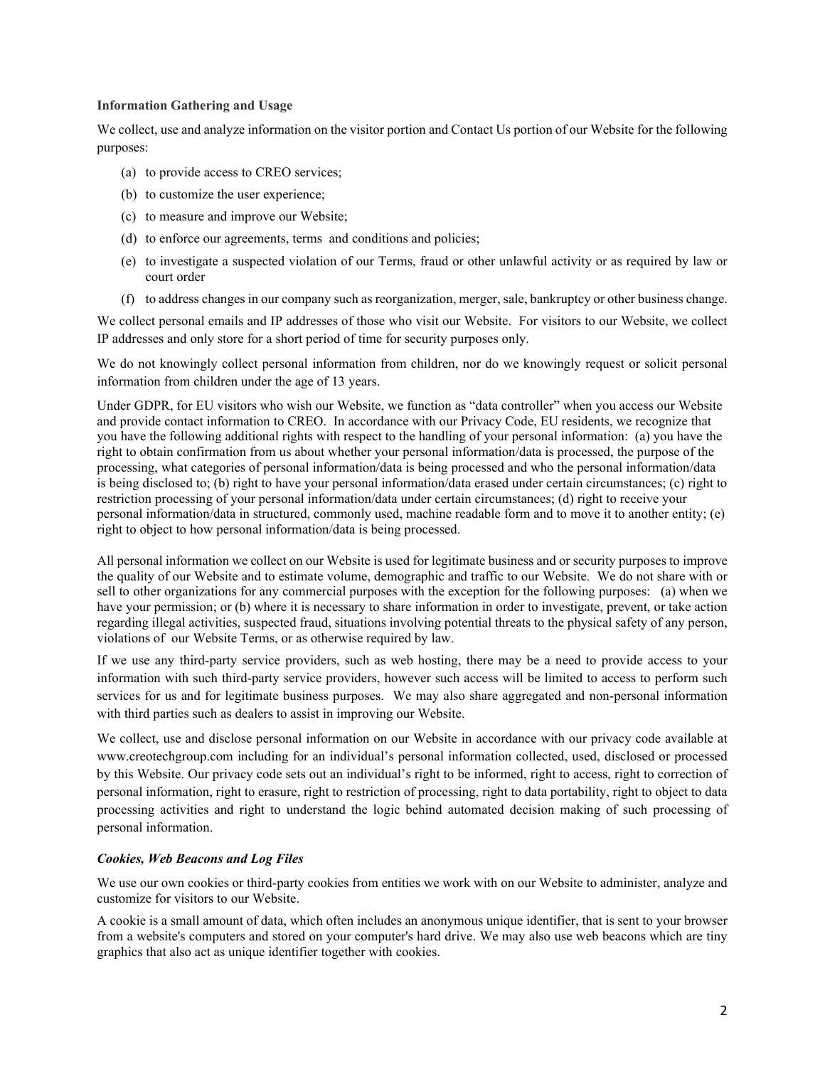**Information Gathering and Usage**

We collect, use and analyze information on the visitor portion and Contact Us portion of our Website for the following purposes:

(a) to provide access to CREO services;

(b) to customize the user experience;

(c) to measure and improve our Website;

(d) to enforce our agreements, terms and conditions and policies;

(e) to investigate a suspected violation of our Terms, fraud or other unlawful activity or as required by law or court order

(f) to address changes in our company such as reorganization, merger, sale, bankruptcy or other business change.

We collect personal emails and IP addresses of those who visit our Website. For visitors to our Website, we collect IP addresses and only store for a short period of time for security purposes only.

We do not knowingly collect personal information from children, nor do we knowingly request or solicit personal information from children under the age of 13 years.

Under GDPR, for EU visitors who wish our Website, we function as "data controller" when you access our Website and provide contact information to CREO. In accordance with our Privacy Code, EU residents, we recognize that you have the following additional rights with respect to the handling of your personal information: (a) you have the right to obtain confirmation from us about whether your personal information/data is processed, the purpose of the processing, what categories of personal information/data is being processed and who the personal information/data is being disclosed to; (b) right to have your personal information/data erased under certain circumstances; (c) right to restriction processing of your personal information/data under certain circumstances; (d) right to receive your personal information/data in structured, commonly used, machine readable form and to move it to another entity; (e) right to object to how personal information/data is being processed.

All personal information we collect on our Website is used for legitimate business and or security purposes to improve the quality of our Website and to estimate volume, demographic and traffic to our Website. We do not share with or sell to other organizations for any commercial purposes with the exception for the following purposes: (a) when we have your permission; or (b) where it is necessary to share information in order to investigate, prevent, or take action regarding illegal activities, suspected fraud, situations involving potential threats to the physical safety of any person, violations of our Website Terms, or as otherwise required by law.

If we use any third-party service providers, such as web hosting, there may be a need to provide access to your information with such third-party service providers, however such access will be limited to access to perform such services for us and for legitimate business purposes. We may also share aggregated and non-personal information with third parties such as dealers to assist in improving our Website.

We collect, use and disclose personal information on our Website in accordance with our privacy code available at www.creotechgroup.com including for an individual's personal information collected, used, disclosed or processed by this Website. Our privacy code sets out an individual's right to be informed, right to access, right to correction of personal information, right to erasure, right to restriction of processing, right to data portability, right to object to data processing activities and right to understand the logic behind automated decision making of such processing of personal information.

***Cookies, Web Beacons and Log Files***

We use our own cookies or third-party cookies from entities we work with on our Website to administer, analyze and customize for visitors to our Website.

A cookie is a small amount of data, which often includes an anonymous unique identifier, that is sent to your browser from a website's computers and stored on your computer's hard drive. We may also use web beacons which are tiny graphics that also act as unique identifier together with cookies.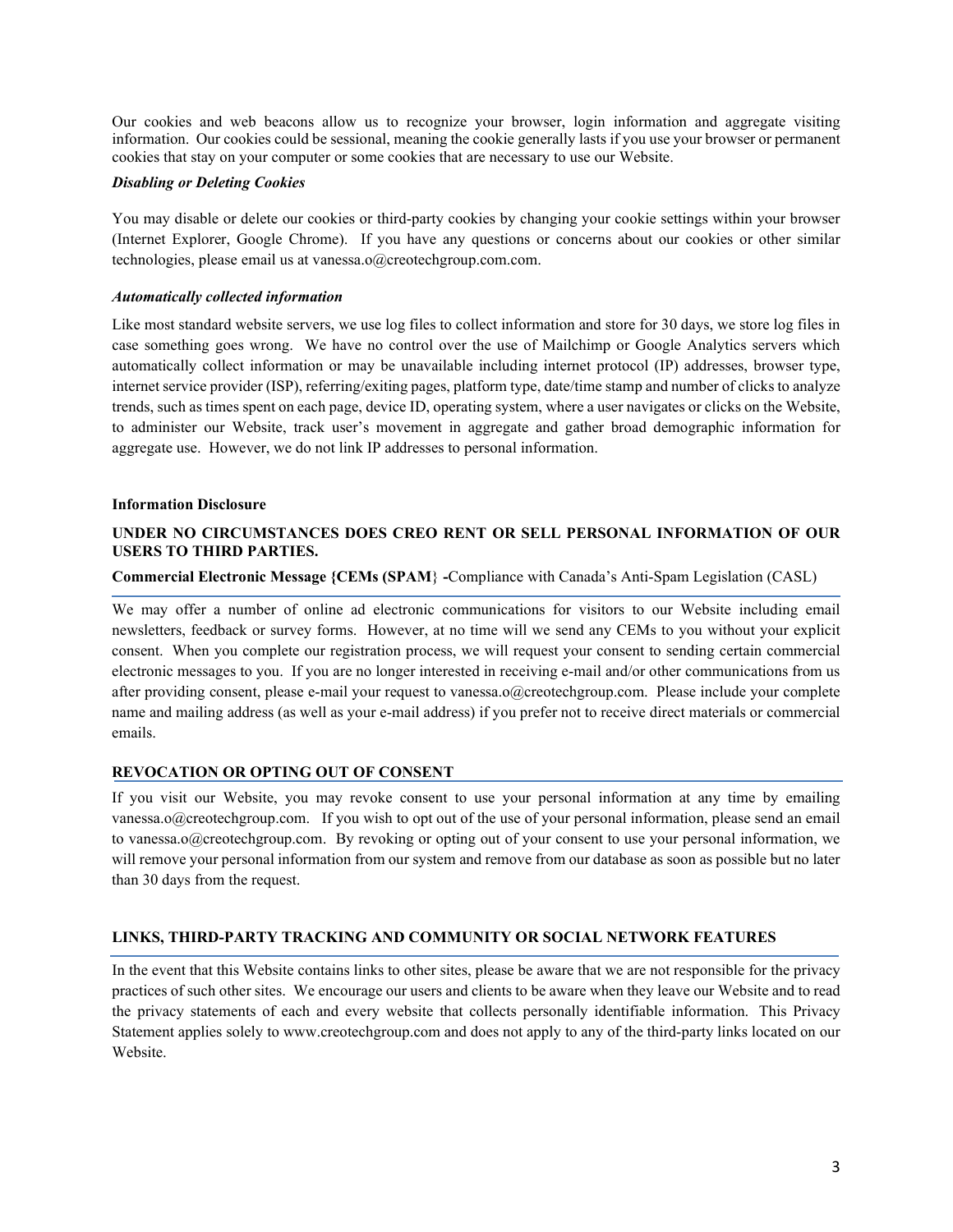Our cookies and web beacons allow us to recognize your browser, login information and aggregate visiting information. Our cookies could be sessional, meaning the cookie generally lasts if you use your browser or permanent cookies that stay on your computer or some cookies that are necessary to use our Website.

***Disabling or Deleting Cookies***

You may disable or delete our cookies or third-party cookies by changing your cookie settings within your browser (Internet Explorer, Google Chrome). If you have any questions or concerns about our cookies or other similar technologies, please email us at vanessa.o@creotechgroup.com.com.

***Automatically collected information***

Like most standard website servers, we use log files to collect information and store for 30 days, we store log files in case something goes wrong. We have no control over the use of Mailchimp or Google Analytics servers which automatically collect information or may be unavailable including internet protocol (IP) addresses, browser type, internet service provider (ISP), referring/exiting pages, platform type, date/time stamp and number of clicks to analyze trends, such as times spent on each page, device ID, operating system, where a user navigates or clicks on the Website, to administer our Website, track user's movement in aggregate and gather broad demographic information for aggregate use. However, we do not link IP addresses to personal information.

**Information Disclosure**

**UNDER NO CIRCUMSTANCES DOES CREO RENT OR SELL PERSONAL INFORMATION OF OUR USERS TO THIRD PARTIES.**

**Commercial Electronic Message {CEMs (SPAM} -**Compliance with Canada's Anti-Spam Legislation (CASL)

We may offer a number of online ad electronic communications for visitors to our Website including email newsletters, feedback or survey forms. However, at no time will we send any CEMs to you without your explicit consent. When you complete our registration process, we will request your consent to sending certain commercial electronic messages to you. If you are no longer interested in receiving e-mail and/or other communications from us after providing consent, please e-mail your request to vanessa.o@creotechgroup.com. Please include your complete name and mailing address (as well as your e-mail address) if you prefer not to receive direct materials or commercial emails.

**REVOCATION OR OPTING OUT OF CONSENT**

If you visit our Website, you may revoke consent to use your personal information at any time by emailing vanessa.o@creotechgroup.com. If you wish to opt out of the use of your personal information, please send an email to vanessa.o@creotechgroup.com. By revoking or opting out of your consent to use your personal information, we will remove your personal information from our system and remove from our database as soon as possible but no later than 30 days from the request.

**LINKS, THIRD-PARTY TRACKING AND COMMUNITY OR SOCIAL NETWORK FEATURES**

In the event that this Website contains links to other sites, please be aware that we are not responsible for the privacy practices of such other sites. We encourage our users and clients to be aware when they leave our Website and to read the privacy statements of each and every website that collects personally identifiable information. This Privacy Statement applies solely to www.creotechgroup.com and does not apply to any of the third-party links located on our Website.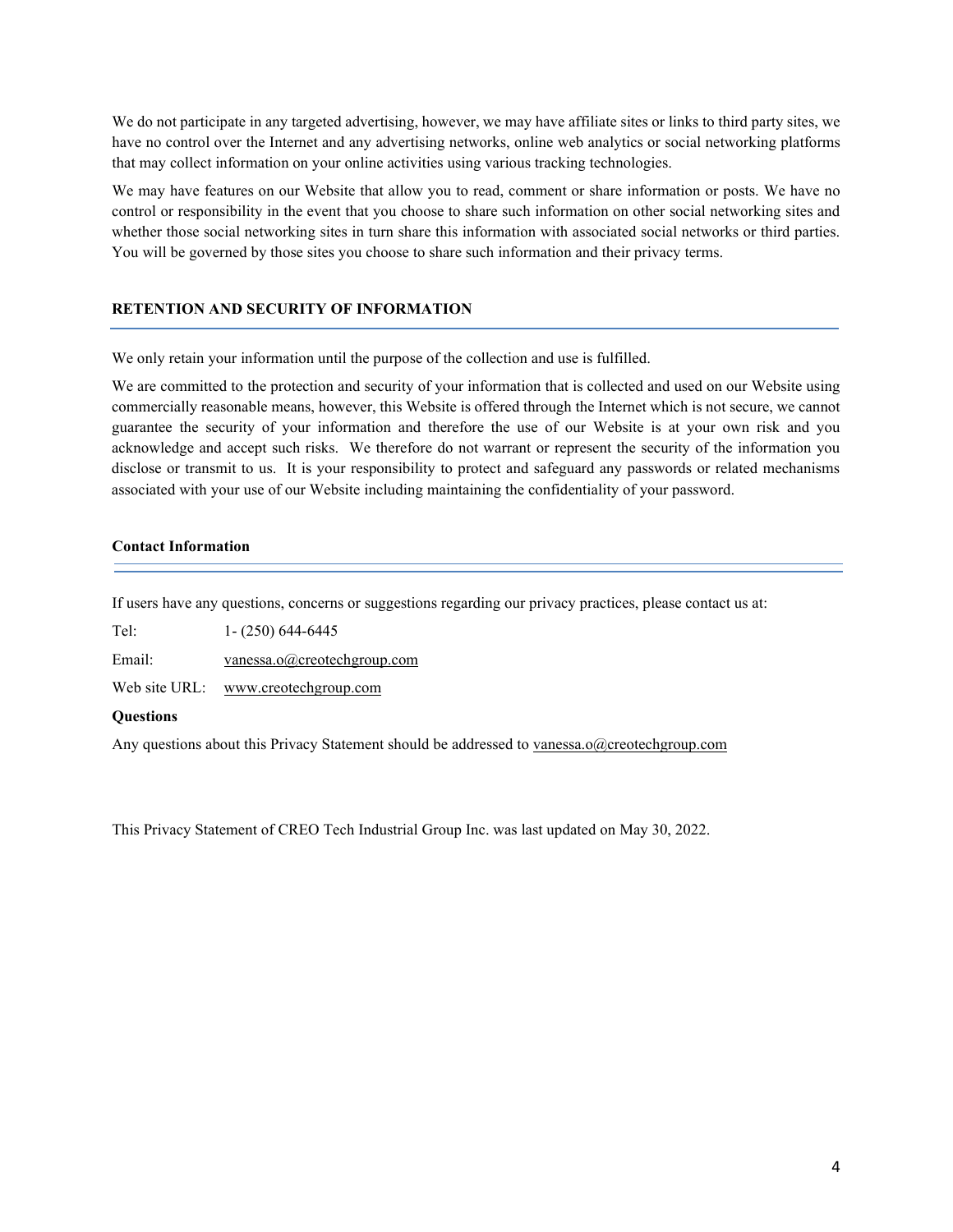We do not participate in any targeted advertising, however, we may have affiliate sites or links to third party sites, we have no control over the Internet and any advertising networks, online web analytics or social networking platforms that may collect information on your online activities using various tracking technologies.

We may have features on our Website that allow you to read, comment or share information or posts. We have no control or responsibility in the event that you choose to share such information on other social networking sites and whether those social networking sites in turn share this information with associated social networks or third parties. You will be governed by those sites you choose to share such information and their privacy terms.

## RETENTION AND SECURITY OF INFORMATION

We only retain your information until the purpose of the collection and use is fulfilled.

We are committed to the protection and security of your information that is collected and used on our Website using commercially reasonable means, however, this Website is offered through the Internet which is not secure, we cannot guarantee the security of your information and therefore the use of our Website is at your own risk and you acknowledge and accept such risks. We therefore do not warrant or represent the security of the information you disclose or transmit to us. It is your responsibility to protect and safeguard any passwords or related mechanisms associated with your use of our Website including maintaining the confidentiality of your password.

## Contact Information

If users have any questions, concerns or suggestions regarding our privacy practices, please contact us at:

Tel: 1- (250) 644-6445

Email: vanessa.o@creotechgroup.com

Web site URL: www.creotechgroup.com

**Questions**

Any questions about this Privacy Statement should be addressed to vanessa.o@creotechgroup.com

This Privacy Statement of CREO Tech Industrial Group Inc. was last updated on May 30, 2022.